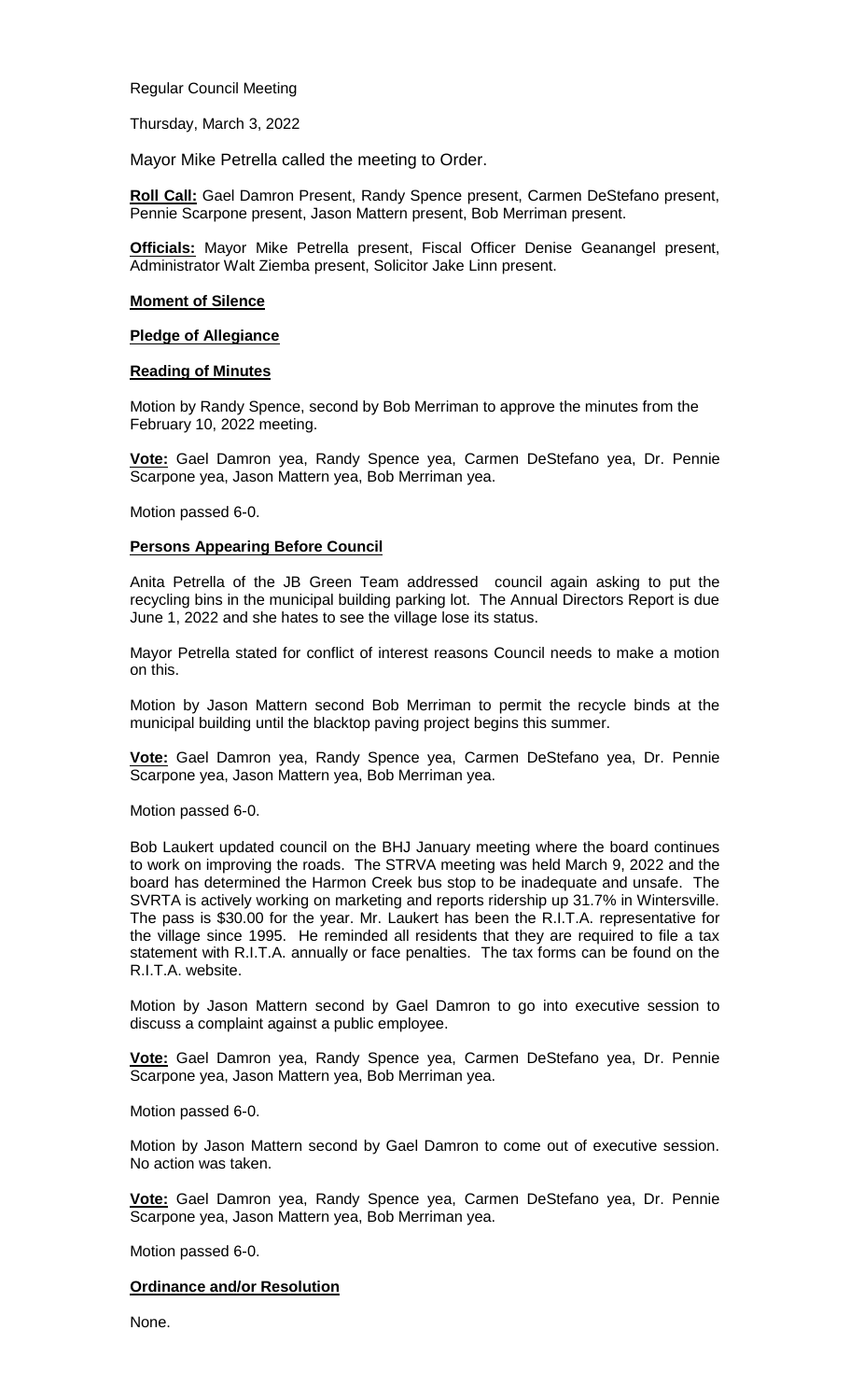Regular Council Meeting

Thursday, March 3, 2022

Mayor Mike Petrella called the meeting to Order.

**Roll Call:** Gael Damron Present, Randy Spence present, Carmen DeStefano present, Pennie Scarpone present, Jason Mattern present, Bob Merriman present.

**Officials:** Mayor Mike Petrella present, Fiscal Officer Denise Geanangel present, Administrator Walt Ziemba present, Solicitor Jake Linn present.

**Moment of Silence**

**Pledge of Allegiance**

**Reading of Minutes**

Motion by Randy Spence, second by Bob Merriman to approve the minutes from the February 10, 2022 meeting.

**Vote:** Gael Damron yea, Randy Spence yea, Carmen DeStefano yea, Dr. Pennie Scarpone yea, Jason Mattern yea, Bob Merriman yea.

Motion passed 6-0.

**Persons Appearing Before Council**

Anita Petrella of the JB Green Team addressed council again asking to put the recycling bins in the municipal building parking lot. The Annual Directors Report is due June 1, 2022 and she hates to see the village lose its status.

Mayor Petrella stated for conflict of interest reasons Council needs to make a motion on this.

Motion by Jason Mattern second Bob Merriman to permit the recycle binds at the municipal building until the blacktop paving project begins this summer.

**Vote:** Gael Damron yea, Randy Spence yea, Carmen DeStefano yea, Dr. Pennie Scarpone yea, Jason Mattern yea, Bob Merriman yea.

Motion passed 6-0.

Bob Laukert updated council on the BHJ January meeting where the board continues to work on improving the roads. The STRVA meeting was held March 9, 2022 and the board has determined the Harmon Creek bus stop to be inadequate and unsafe. The SVRTA is actively working on marketing and reports ridership up 31.7% in Wintersville. The pass is $30.00 for the year. Mr. Laukert has been the R.I.T.A. representative for the village since 1995. He reminded all residents that they are required to file a tax statement with R.I.T.A. annually or face penalties. The tax forms can be found on the R.I.T.A. website.

Motion by Jason Mattern second by Gael Damron to go into executive session to discuss a complaint against a public employee.

**Vote:** Gael Damron yea, Randy Spence yea, Carmen DeStefano yea, Dr. Pennie Scarpone yea, Jason Mattern yea, Bob Merriman yea.

Motion passed 6-0.

Motion by Jason Mattern second by Gael Damron to come out of executive session. No action was taken.

**Vote:** Gael Damron yea, Randy Spence yea, Carmen DeStefano yea, Dr. Pennie Scarpone yea, Jason Mattern yea, Bob Merriman yea.

Motion passed 6-0.

**Ordinance and/or Resolution**

None.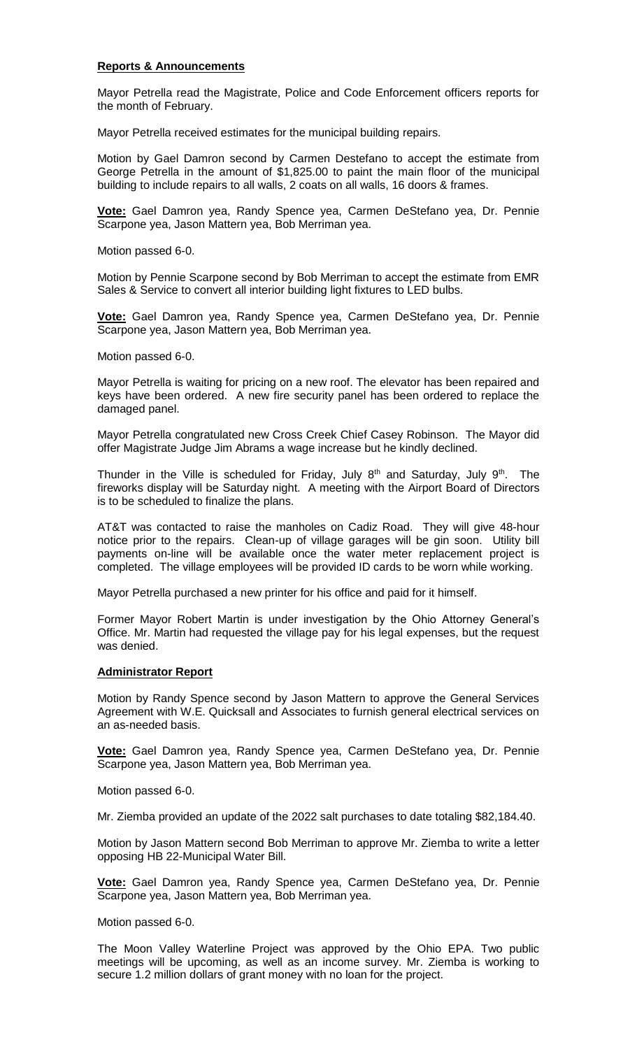**Reports & Announcements**

Mayor Petrella read the Magistrate, Police and Code Enforcement officers reports for the month of February.

Mayor Petrella received estimates for the municipal building repairs.

Motion by Gael Damron second by Carmen Destefano to accept the estimate from George Petrella in the amount of $1,825.00 to paint the main floor of the municipal building to include repairs to all walls, 2 coats on all walls, 16 doors & frames.

**Vote:** Gael Damron yea, Randy Spence yea, Carmen DeStefano yea, Dr. Pennie Scarpone yea, Jason Mattern yea, Bob Merriman yea.

Motion passed 6-0.

Motion by Pennie Scarpone second by Bob Merriman to accept the estimate from EMR Sales & Service to convert all interior building light fixtures to LED bulbs.

**Vote:** Gael Damron yea, Randy Spence yea, Carmen DeStefano yea, Dr. Pennie Scarpone yea, Jason Mattern yea, Bob Merriman yea.

Motion passed 6-0.

Mayor Petrella is waiting for pricing on a new roof. The elevator has been repaired and keys have been ordered. A new fire security panel has been ordered to replace the damaged panel.

Mayor Petrella congratulated new Cross Creek Chief Casey Robinson. The Mayor did offer Magistrate Judge Jim Abrams a wage increase but he kindly declined.

Thunder in the Ville is scheduled for Friday, July 8th and Saturday, July 9th. The fireworks display will be Saturday night. A meeting with the Airport Board of Directors is to be scheduled to finalize the plans.

AT&T was contacted to raise the manholes on Cadiz Road. They will give 48-hour notice prior to the repairs. Clean-up of village garages will be gin soon. Utility bill payments on-line will be available once the water meter replacement project is completed. The village employees will be provided ID cards to be worn while working.

Mayor Petrella purchased a new printer for his office and paid for it himself.

Former Mayor Robert Martin is under investigation by the Ohio Attorney General's Office. Mr. Martin had requested the village pay for his legal expenses, but the request was denied.

**Administrator Report**

Motion by Randy Spence second by Jason Mattern to approve the General Services Agreement with W.E. Quicksall and Associates to furnish general electrical services on an as-needed basis.

**Vote:** Gael Damron yea, Randy Spence yea, Carmen DeStefano yea, Dr. Pennie Scarpone yea, Jason Mattern yea, Bob Merriman yea.

Motion passed 6-0.

Mr. Ziemba provided an update of the 2022 salt purchases to date totaling $82,184.40.

Motion by Jason Mattern second Bob Merriman to approve Mr. Ziemba to write a letter opposing HB 22-Municipal Water Bill.

**Vote:** Gael Damron yea, Randy Spence yea, Carmen DeStefano yea, Dr. Pennie Scarpone yea, Jason Mattern yea, Bob Merriman yea.

Motion passed 6-0.

The Moon Valley Waterline Project was approved by the Ohio EPA. Two public meetings will be upcoming, as well as an income survey. Mr. Ziemba is working to secure 1.2 million dollars of grant money with no loan for the project.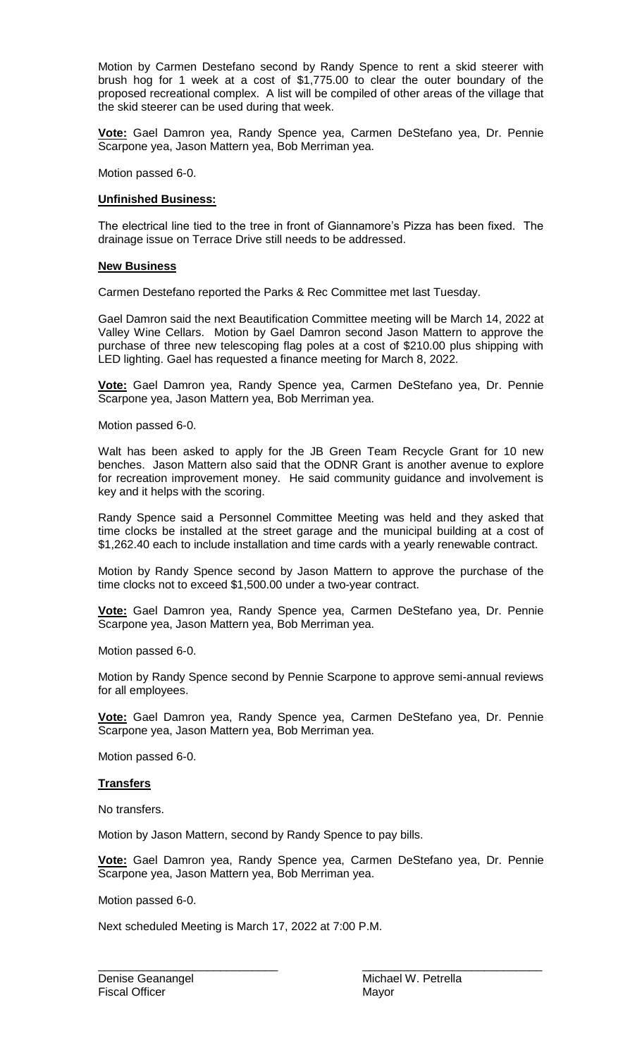Motion by Carmen Destefano second by Randy Spence to rent a skid steerer with brush hog for 1 week at a cost of $1,775.00 to clear the outer boundary of the proposed recreational complex. A list will be compiled of other areas of the village that the skid steerer can be used during that week.

**Vote:** Gael Damron yea, Randy Spence yea, Carmen DeStefano yea, Dr. Pennie Scarpone yea, Jason Mattern yea, Bob Merriman yea.

Motion passed 6-0.

**Unfinished Business:**

The electrical line tied to the tree in front of Giannamore's Pizza has been fixed. The drainage issue on Terrace Drive still needs to be addressed.

**New Business**

Carmen Destefano reported the Parks & Rec Committee met last Tuesday.

Gael Damron said the next Beautification Committee meeting will be March 14, 2022 at Valley Wine Cellars. Motion by Gael Damron second Jason Mattern to approve the purchase of three new telescoping flag poles at a cost of $210.00 plus shipping with LED lighting. Gael has requested a finance meeting for March 8, 2022.

**Vote:** Gael Damron yea, Randy Spence yea, Carmen DeStefano yea, Dr. Pennie Scarpone yea, Jason Mattern yea, Bob Merriman yea.

Motion passed 6-0.

Walt has been asked to apply for the JB Green Team Recycle Grant for 10 new benches. Jason Mattern also said that the ODNR Grant is another avenue to explore for recreation improvement money. He said community guidance and involvement is key and it helps with the scoring.

Randy Spence said a Personnel Committee Meeting was held and they asked that time clocks be installed at the street garage and the municipal building at a cost of $1,262.40 each to include installation and time cards with a yearly renewable contract.

Motion by Randy Spence second by Jason Mattern to approve the purchase of the time clocks not to exceed $1,500.00 under a two-year contract.

**Vote:** Gael Damron yea, Randy Spence yea, Carmen DeStefano yea, Dr. Pennie Scarpone yea, Jason Mattern yea, Bob Merriman yea.

Motion passed 6-0.

Motion by Randy Spence second by Pennie Scarpone to approve semi-annual reviews for all employees.

**Vote:** Gael Damron yea, Randy Spence yea, Carmen DeStefano yea, Dr. Pennie Scarpone yea, Jason Mattern yea, Bob Merriman yea.

Motion passed 6-0.

**Transfers**

No transfers.

Motion by Jason Mattern, second by Randy Spence to pay bills.

**Vote:** Gael Damron yea, Randy Spence yea, Carmen DeStefano yea, Dr. Pennie Scarpone yea, Jason Mattern yea, Bob Merriman yea.

Motion passed 6-0.

Next scheduled Meeting is March 17, 2022 at 7:00 P.M.

\_\_\_\_\_\_\_\_\_\_\_\_\_\_\_\_\_\_\_\_\_\_\_\_\_\_\_\_
Denise Geanangel
Fiscal Officer

\_\_\_\_\_\_\_\_\_\_\_\_\_\_\_\_\_\_\_\_\_\_\_\_\_\_\_\_
Michael W. Petrella
Mayor